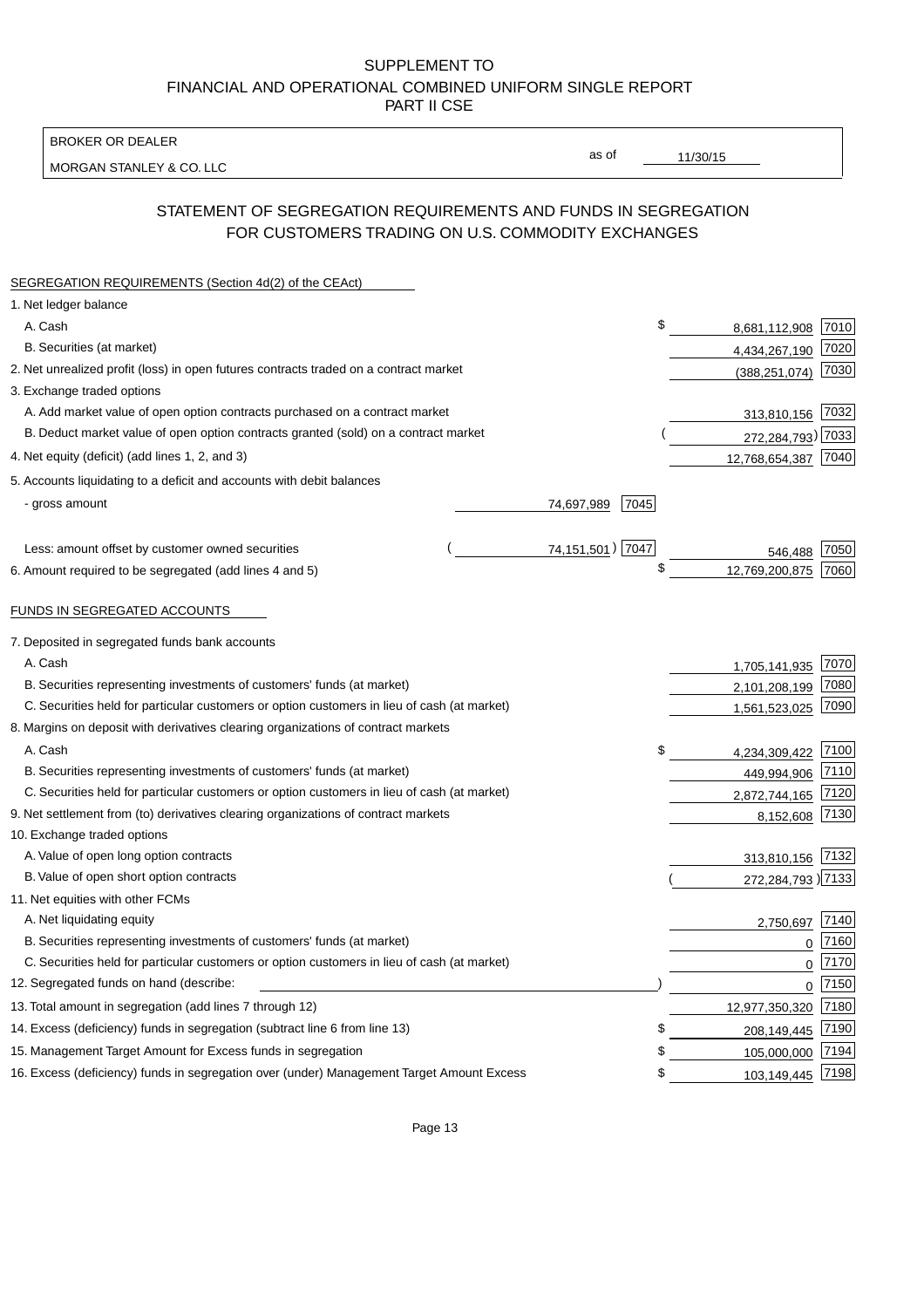SUPPLEMENT TO
FINANCIAL AND OPERATIONAL COMBINED UNIFORM SINGLE REPORT
PART II CSE

| BROKER OR DEALER | | |
|---|---|---|
| MORGAN STANLEY & CO. LLC | as of | 11/30/15 |

## STATEMENT OF SEGREGATION REQUIREMENTS AND FUNDS IN SEGREGATION FOR CUSTOMERS TRADING ON U.S. COMMODITY EXCHANGES

SEGREGATION REQUIREMENTS (Section 4d(2) of the CEAct)

| | | | | |
|---|---|---|---|---|
| 1. Net ledger balance | | | | |
| A. Cash | | | $ 8,681,112,908 | 7010 |
| B. Securities (at market) | | | 4,434,267,190 | 7020 |
| 2. Net unrealized profit (loss) in open futures contracts traded on a contract market | | | (388,251,074) | 7030 |
| 3. Exchange traded options | | | | |
| A. Add market value of open option contracts purchased on a contract market | | | 313,810,156 | 7032 |
| B. Deduct market value of open option contracts granted (sold) on a contract market | | | (272,284,793) | 7033 |
| 4. Net equity (deficit) (add lines 1, 2, and 3) | | | 12,768,654,387 | 7040 |
| 5. Accounts liquidating to a deficit and accounts with debit balances | | | | |
| - gross amount | 74,697,989 | 7045 | | |
| Less: amount offset by customer owned securities | (74,151,501) | 7047 | 546,488 | 7050 |
| 6. Amount required to be segregated (add lines 4 and 5) | | | $ 12,769,200,875 | 7060 |

FUNDS IN SEGREGATED ACCOUNTS

| | | |
|---|---|---|
| 7. Deposited in segregated funds bank accounts | | |
| A. Cash | 1,705,141,935 | 7070 |
| B. Securities representing investments of customers' funds (at market) | 2,101,208,199 | 7080 |
| C. Securities held for particular customers or option customers in lieu of cash (at market) | 1,561,523,025 | 7090 |
| 8. Margins on deposit with derivatives clearing organizations of contract markets | | |
| A. Cash | $ 4,234,309,422 | 7100 |
| B. Securities representing investments of customers' funds (at market) | 449,994,906 | 7110 |
| C. Securities held for particular customers or option customers in lieu of cash (at market) | 2,872,744,165 | 7120 |
| 9. Net settlement from (to) derivatives clearing organizations of contract markets | 8,152,608 | 7130 |
| 10. Exchange traded options | | |
| A. Value of open long option contracts | 313,810,156 | 7132 |
| B. Value of open short option contracts | (272,284,793) | 7133 |
| 11. Net equities with other FCMs | | |
| A. Net liquidating equity | 2,750,697 | 7140 |
| B. Securities representing investments of customers' funds (at market) | 0 | 7160 |
| C. Securities held for particular customers or option customers in lieu of cash (at market) | 0 | 7170 |
| 12. Segregated funds on hand (describe: ) | 0 | 7150 |
| 13. Total amount in segregation (add lines 7 through 12) | 12,977,350,320 | 7180 |
| 14. Excess (deficiency) funds in segregation (subtract line 6 from line 13) | $ 208,149,445 | 7190 |
| 15. Management Target Amount for Excess funds in segregation | $ 105,000,000 | 7194 |
| 16. Excess (deficiency) funds in segregation over (under) Management Target Amount Excess | $ 103,149,445 | 7198 |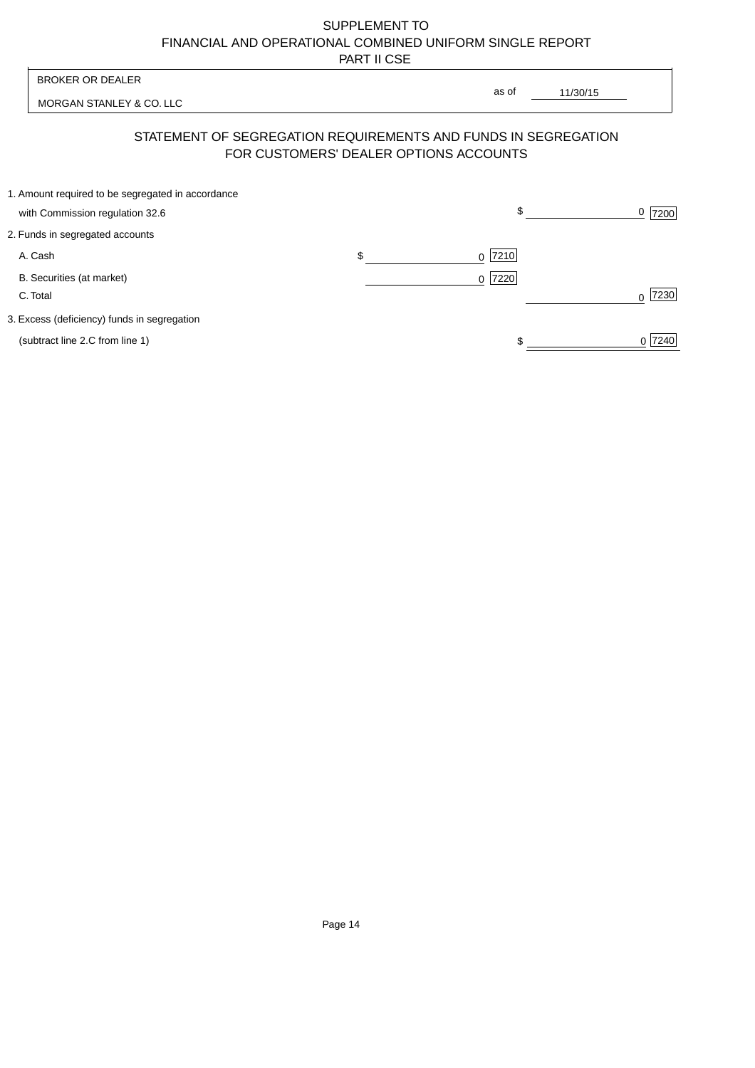SUPPLEMENT TO
FINANCIAL AND OPERATIONAL COMBINED UNIFORM SINGLE REPORT
PART II CSE

| BROKER OR DEALER | |
|---|---|
| MORGAN STANLEY & CO. LLC | as of 11/30/15 |

## STATEMENT OF SEGREGATION REQUIREMENTS AND FUNDS IN SEGREGATION FOR CUSTOMERS' DEALER OPTIONS ACCOUNTS

| | | | | |
|---|---|---|---|---|
| 1. Amount required to be segregated in accordance with Commission regulation 32.6 | | | $ 0 | 7200 |
| 2. Funds in segregated accounts | | | | |
| A. Cash | $ 0 | 7210 | | |
| B. Securities (at market) | 0 | 7220 | | |
| C. Total | | | 0 | 7230 |
| 3. Excess (deficiency) funds in segregation (subtract line 2.C from line 1) | | | $ 0 | 7240 |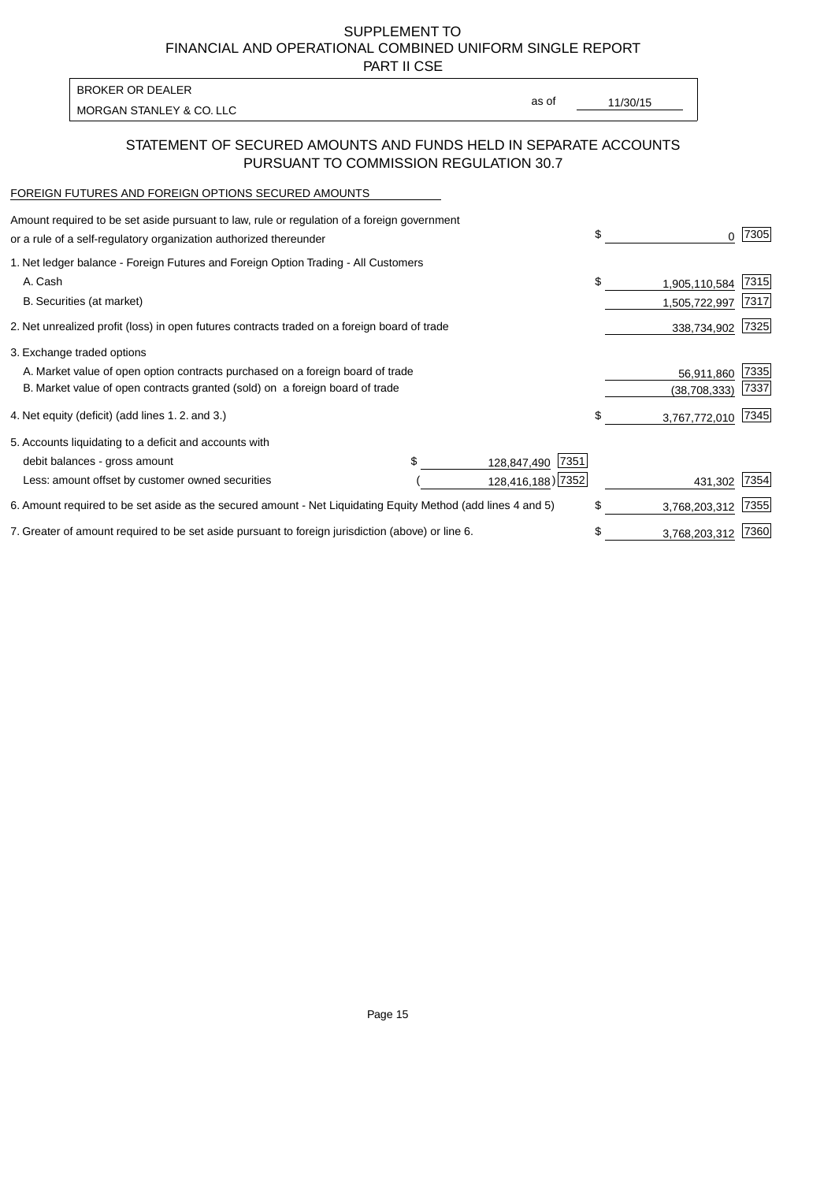# SUPPLEMENT TO FINANCIAL AND OPERATIONAL COMBINED UNIFORM SINGLE REPORT PART II CSE

BROKER OR DEALER

MORGAN STANLEY & CO. LLC

as of 11/30/15

## STATEMENT OF SECURED AMOUNTS AND FUNDS HELD IN SEPARATE ACCOUNTS PURSUANT TO COMMISSION REGULATION 30.7

FOREIGN FUTURES AND FOREIGN OPTIONS SECURED AMOUNTS

| | | | | |
|---|---|---|---|---|
| Amount required to be set aside pursuant to law, rule or regulation of a foreign government or a rule of a self-regulatory organization authorized thereunder | | | $ 0 | 7305 |
| 1. Net ledger balance - Foreign Futures and Foreign Option Trading - All Customers | | | | |
| A. Cash | | | $ 1,905,110,584 | 7315 |
| B. Securities (at market) | | | 1,505,722,997 | 7317 |
| 2. Net unrealized profit (loss) in open futures contracts traded on a foreign board of trade | | | 338,734,902 | 7325 |
| 3. Exchange traded options | | | | |
| A. Market value of open option contracts purchased on a foreign board of trade | | | 56,911,860 | 7335 |
| B. Market value of open contracts granted (sold) on a foreign board of trade | | | (38,708,333) | 7337 |
| 4. Net equity (deficit) (add lines 1. 2. and 3.) | | | $ 3,767,772,010 | 7345 |
| 5. Accounts liquidating to a deficit and accounts with | | | | |
| debit balances - gross amount | $ 128,847,490 | 7351 | | |
| Less: amount offset by customer owned securities | ( 128,416,188) | 7352 | 431,302 | 7354 |
| 6. Amount required to be set aside as the secured amount - Net Liquidating Equity Method (add lines 4 and 5) | | | $ 3,768,203,312 | 7355 |
| 7. Greater of amount required to be set aside pursuant to foreign jurisdiction (above) or line 6. | | | $ 3,768,203,312 | 7360 |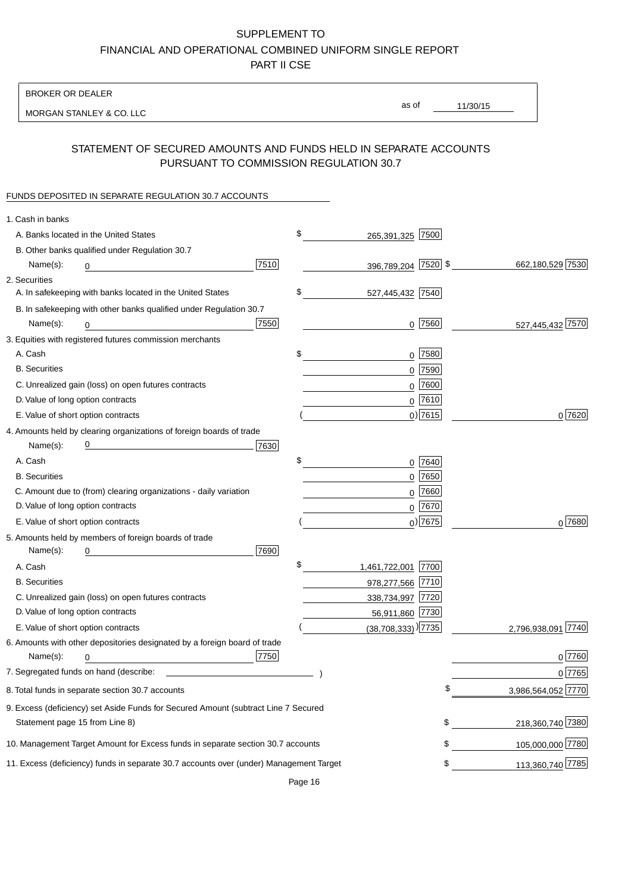# SUPPLEMENT TO
# FINANCIAL AND OPERATIONAL COMBINED UNIFORM SINGLE REPORT
# PART II CSE

BROKER OR DEALER

MORGAN STANLEY & CO. LLC

as of 11/30/15

## STATEMENT OF SECURED AMOUNTS AND FUNDS HELD IN SEPARATE ACCOUNTS PURSUANT TO COMMISSION REGULATION 30.7

FUNDS DEPOSITED IN SEPARATE REGULATION 30.7 ACCOUNTS

| | | | |
|---|---|---|---|
| 1. Cash in banks | | | |
| A. Banks located in the United States | | $ 265,391,325 [7500] | |
| B. Other banks qualified under Regulation 30.7 | | | |
| Name(s): 0 | [7510] | 396,789,204 [7520] | $ 662,180,529 [7530] |
| 2. Securities | | | |
| A. In safekeeping with banks located in the United States | | $ 527,445,432 [7540] | |
| B. In safekeeping with other banks qualified under Regulation 30.7 | | | |
| Name(s): 0 | [7550] | 0 [7560] | 527,445,432 [7570] |
| 3. Equities with registered futures commission merchants | | | |
| A. Cash | | $ 0 [7580] | |
| B. Securities | | 0 [7590] | |
| C. Unrealized gain (loss) on open futures contracts | | 0 [7600] | |
| D. Value of long option contracts | | 0 [7610] | |
| E. Value of short option contracts | | ( 0) [7615] | 0 [7620] |
| 4. Amounts held by clearing organizations of foreign boards of trade | | | |
| Name(s): 0 | [7630] | | |
| A. Cash | | $ 0 [7640] | |
| B. Securities | | 0 [7650] | |
| C. Amount due to (from) clearing organizations - daily variation | | 0 [7660] | |
| D. Value of long option contracts | | 0 [7670] | |
| E. Value of short option contracts | | ( 0) [7675] | 0 [7680] |
| 5. Amounts held by members of foreign boards of trade | | | |
| Name(s): 0 | [7690] | | |
| A. Cash | | $ 1,461,722,001 [7700] | |
| B. Securities | | 978,277,566 [7710] | |
| C. Unrealized gain (loss) on open futures contracts | | 338,734,997 [7720] | |
| D. Value of long option contracts | | 56,911,860 [7730] | |
| E. Value of short option contracts | | ( (38,708,333) ) [7735] | 2,796,938,091 [7740] |
| 6. Amounts with other depositories designated by a foreign board of trade | | | |
| Name(s): 0 | [7750] | | 0 [7760] |
| 7. Segregated funds on hand (describe: ) | | | 0 [7765] |
| 8. Total funds in separate section 30.7 accounts | | | $ 3,986,564,052 [7770] |
| 9. Excess (deficiency) set Aside Funds for Secured Amount (subtract Line 7 Secured Statement page 15 from Line 8) | | | $ 218,360,740 [7380] |
| 10. Management Target Amount for Excess funds in separate section 30.7 accounts | | | $ 105,000,000 [7780] |
| 11. Excess (deficiency) funds in separate 30.7 accounts over (under) Management Target | | | $ 113,360,740 [7785] |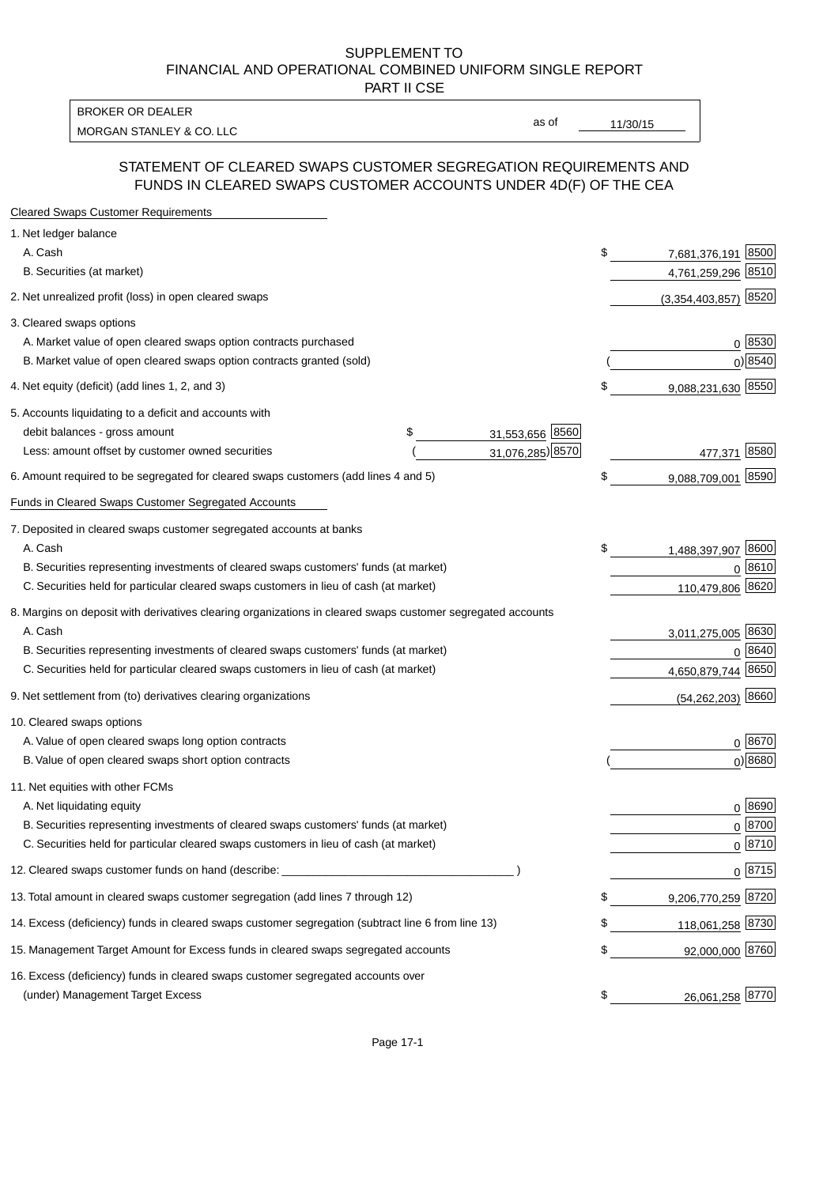SUPPLEMENT TO
FINANCIAL AND OPERATIONAL COMBINED UNIFORM SINGLE REPORT
PART II CSE

BROKER OR DEALER
MORGAN STANLEY & CO. LLC

as of 11/30/15

## STATEMENT OF CLEARED SWAPS CUSTOMER SEGREGATION REQUIREMENTS AND FUNDS IN CLEARED SWAPS CUSTOMER ACCOUNTS UNDER 4D(F) OF THE CEA

| | | | |
|---|---|---|---|
| **Cleared Swaps Customer Requirements** | | | |
| 1. Net ledger balance | | | |
| A. Cash | | $ 7,681,376,191 | 8500 |
| B. Securities (at market) | | 4,761,259,296 | 8510 |
| 2. Net unrealized profit (loss) in open cleared swaps | | (3,354,403,857) | 8520 |
| 3. Cleared swaps options | | | |
| A. Market value of open cleared swaps option contracts purchased | | 0 | 8530 |
| B. Market value of open cleared swaps option contracts granted (sold) | | ( 0) | 8540 |
| 4. Net equity (deficit) (add lines 1, 2, and 3) | | $ 9,088,231,630 | 8550 |
| 5. Accounts liquidating to a deficit and accounts with | | | |
| debit balances - gross amount | $ 31,553,656 [8560] | | |
| Less: amount offset by customer owned securities | ( 31,076,285) [8570] | 477,371 | 8580 |
| 6. Amount required to be segregated for cleared swaps customers (add lines 4 and 5) | | $ 9,088,709,001 | 8590 |
| **Funds in Cleared Swaps Customer Segregated Accounts** | | | |
| 7. Deposited in cleared swaps customer segregated accounts at banks | | | |
| A. Cash | | $ 1,488,397,907 | 8600 |
| B. Securities representing investments of cleared swaps customers' funds (at market) | | 0 | 8610 |
| C. Securities held for particular cleared swaps customers in lieu of cash (at market) | | 110,479,806 | 8620 |
| 8. Margins on deposit with derivatives clearing organizations in cleared swaps customer segregated accounts | | | |
| A. Cash | | 3,011,275,005 | 8630 |
| B. Securities representing investments of cleared swaps customers' funds (at market) | | 0 | 8640 |
| C. Securities held for particular cleared swaps customers in lieu of cash (at market) | | 4,650,879,744 | 8650 |
| 9. Net settlement from (to) derivatives clearing organizations | | (54,262,203) | 8660 |
| 10. Cleared swaps options | | | |
| A. Value of open cleared swaps long option contracts | | 0 | 8670 |
| B. Value of open cleared swaps short option contracts | | ( 0) | 8680 |
| 11. Net equities with other FCMs | | | |
| A. Net liquidating equity | | 0 | 8690 |
| B. Securities representing investments of cleared swaps customers' funds (at market) | | 0 | 8700 |
| C. Securities held for particular cleared swaps customers in lieu of cash (at market) | | 0 | 8710 |
| 12. Cleared swaps customer funds on hand (describe: ______________ ) | | 0 | 8715 |
| 13. Total amount in cleared swaps customer segregation (add lines 7 through 12) | | $ 9,206,770,259 | 8720 |
| 14. Excess (deficiency) funds in cleared swaps customer segregation (subtract line 6 from line 13) | | $ 118,061,258 | 8730 |
| 15. Management Target Amount for Excess funds in cleared swaps segregated accounts | | $ 92,000,000 | 8760 |
| 16. Excess (deficiency) funds in cleared swaps customer segregated accounts over (under) Management Target Excess | | $ 26,061,258 | 8770 |